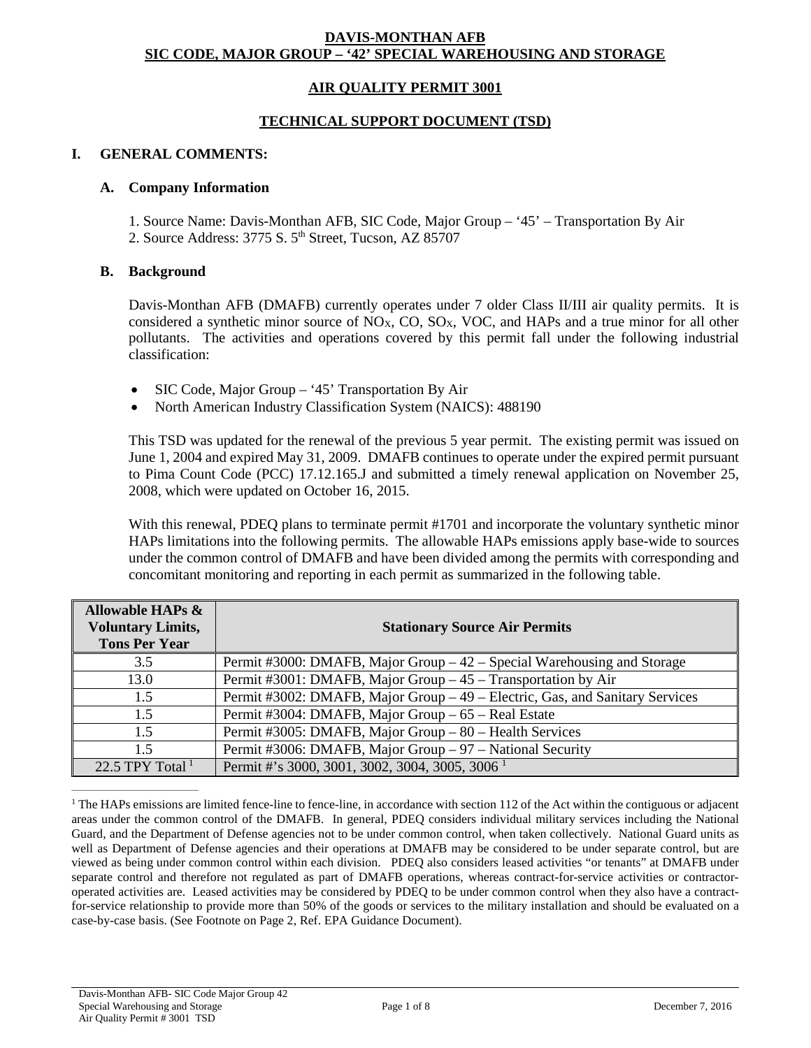# DAVIS-MONTHAN AFB
# SIC CODE, MAJOR GROUP – '42' SPECIAL WAREHOUSING AND STORAGE

## AIR QUALITY PERMIT 3001

## TECHNICAL SUPPORT DOCUMENT (TSD)

### I. GENERAL COMMENTS:

#### A. Company Information

1. Source Name: Davis-Monthan AFB, SIC Code, Major Group – '45' – Transportation By Air
2. Source Address: 3775 S. 5th Street, Tucson, AZ 85707

#### B. Background

Davis-Monthan AFB (DMAFB) currently operates under 7 older Class II/III air quality permits. It is considered a synthetic minor source of $NO_X$, CO, $SO_X$, VOC, and HAPs and a true minor for all other pollutants. The activities and operations covered by this permit fall under the following industrial classification:

- SIC Code, Major Group – '45' Transportation By Air
- North American Industry Classification System (NAICS): 488190

This TSD was updated for the renewal of the previous 5 year permit. The existing permit was issued on June 1, 2004 and expired May 31, 2009. DMAFB continues to operate under the expired permit pursuant to Pima Count Code (PCC) 17.12.165.J and submitted a timely renewal application on November 25, 2008, which were updated on October 16, 2015.

With this renewal, PDEQ plans to terminate permit #1701 and incorporate the voluntary synthetic minor HAPs limitations into the following permits. The allowable HAPs emissions apply base-wide to sources under the common control of DMAFB and have been divided among the permits with corresponding and concomitant monitoring and reporting in each permit as summarized in the following table.

| Allowable HAPs & Voluntary Limits, Tons Per Year | Stationary Source Air Permits |
|---|---|
| 3.5 | Permit #3000: DMAFB, Major Group – 42 – Special Warehousing and Storage |
| 13.0 | Permit #3001: DMAFB, Major Group – 45 – Transportation by Air |
| 1.5 | Permit #3002: DMAFB, Major Group – 49 – Electric, Gas, and Sanitary Services |
| 1.5 | Permit #3004: DMAFB, Major Group – 65 – Real Estate |
| 1.5 | Permit #3005: DMAFB, Major Group – 80 – Health Services |
| 1.5 | Permit #3006: DMAFB, Major Group – 97 – National Security |
| 22.5 TPY Total [1] | Permit #'s 3000, 3001, 3002, 3004, 3005, 3006 [1] |

[1] The HAPs emissions are limited fence-line to fence-line, in accordance with section 112 of the Act within the contiguous or adjacent areas under the common control of the DMAFB. In general, PDEQ considers individual military services including the National Guard, and the Department of Defense agencies not to be under common control, when taken collectively. National Guard units as well as Department of Defense agencies and their operations at DMAFB may be considered to be under separate control, but are viewed as being under common control within each division. PDEQ also considers leased activities "or tenants" at DMAFB under separate control and therefore not regulated as part of DMAFB operations, whereas contract-for-service activities or contractor-operated activities are. Leased activities may be considered by PDEQ to be under common control when they also have a contract-for-service relationship to provide more than 50% of the goods or services to the military installation and should be evaluated on a case-by-case basis. (See Footnote on Page 2, Ref. EPA Guidance Document).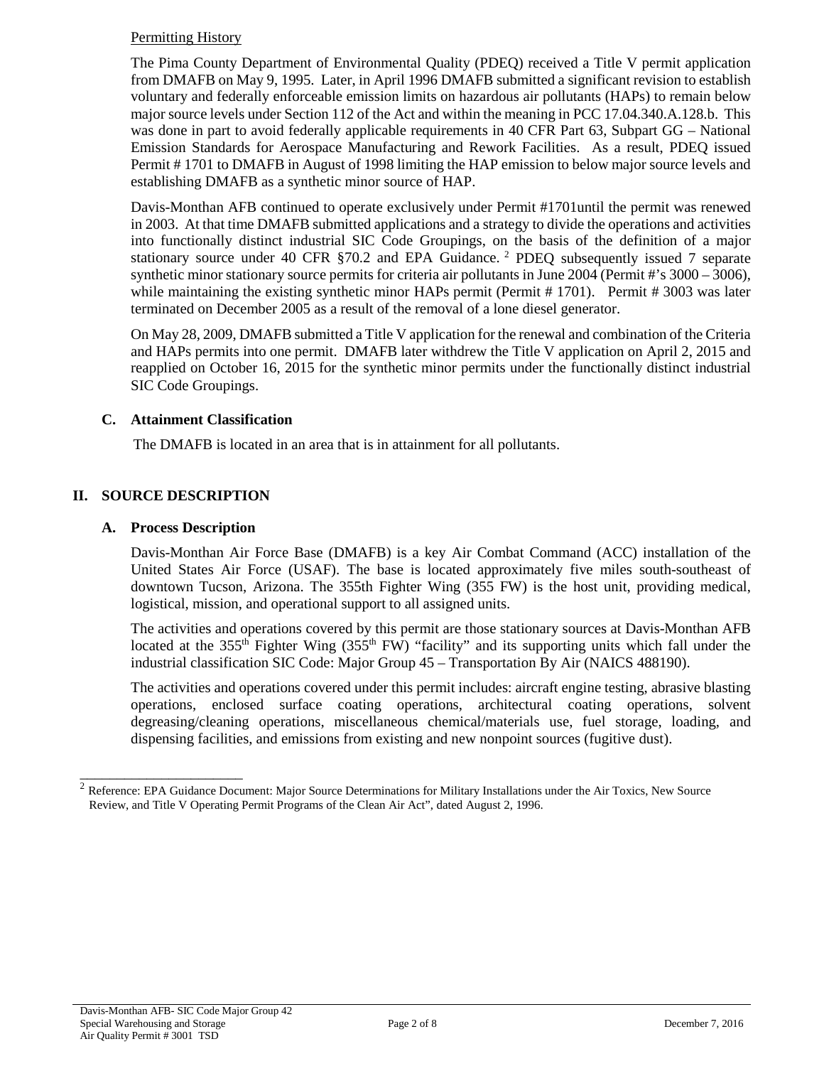Permitting History

The Pima County Department of Environmental Quality (PDEQ) received a Title V permit application from DMAFB on May 9, 1995. Later, in April 1996 DMAFB submitted a significant revision to establish voluntary and federally enforceable emission limits on hazardous air pollutants (HAPs) to remain below major source levels under Section 112 of the Act and within the meaning in PCC 17.04.340.A.128.b. This was done in part to avoid federally applicable requirements in 40 CFR Part 63, Subpart GG – National Emission Standards for Aerospace Manufacturing and Rework Facilities. As a result, PDEQ issued Permit # 1701 to DMAFB in August of 1998 limiting the HAP emission to below major source levels and establishing DMAFB as a synthetic minor source of HAP.

Davis-Monthan AFB continued to operate exclusively under Permit #1701until the permit was renewed in 2003. At that time DMAFB submitted applications and a strategy to divide the operations and activities into functionally distinct industrial SIC Code Groupings, on the basis of the definition of a major stationary source under 40 CFR §70.2 and EPA Guidance.[2] PDEQ subsequently issued 7 separate synthetic minor stationary source permits for criteria air pollutants in June 2004 (Permit #'s 3000 – 3006), while maintaining the existing synthetic minor HAPs permit (Permit # 1701). Permit # 3003 was later terminated on December 2005 as a result of the removal of a lone diesel generator.

On May 28, 2009, DMAFB submitted a Title V application for the renewal and combination of the Criteria and HAPs permits into one permit. DMAFB later withdrew the Title V application on April 2, 2015 and reapplied on October 16, 2015 for the synthetic minor permits under the functionally distinct industrial SIC Code Groupings.

### C. Attainment Classification

The DMAFB is located in an area that is in attainment for all pollutants.

## II. SOURCE DESCRIPTION

### A. Process Description

Davis-Monthan Air Force Base (DMAFB) is a key Air Combat Command (ACC) installation of the United States Air Force (USAF). The base is located approximately five miles south-southeast of downtown Tucson, Arizona. The 355th Fighter Wing (355 FW) is the host unit, providing medical, logistical, mission, and operational support to all assigned units.

The activities and operations covered by this permit are those stationary sources at Davis-Monthan AFB located at the 355th Fighter Wing (355th FW) "facility" and its supporting units which fall under the industrial classification SIC Code: Major Group 45 – Transportation By Air (NAICS 488190).

The activities and operations covered under this permit includes: aircraft engine testing, abrasive blasting operations, enclosed surface coating operations, architectural coating operations, solvent degreasing/cleaning operations, miscellaneous chemical/materials use, fuel storage, loading, and dispensing facilities, and emissions from existing and new nonpoint sources (fugitive dust).

---

[2] Reference: EPA Guidance Document: Major Source Determinations for Military Installations under the Air Toxics, New Source Review, and Title V Operating Permit Programs of the Clean Air Act", dated August 2, 1996.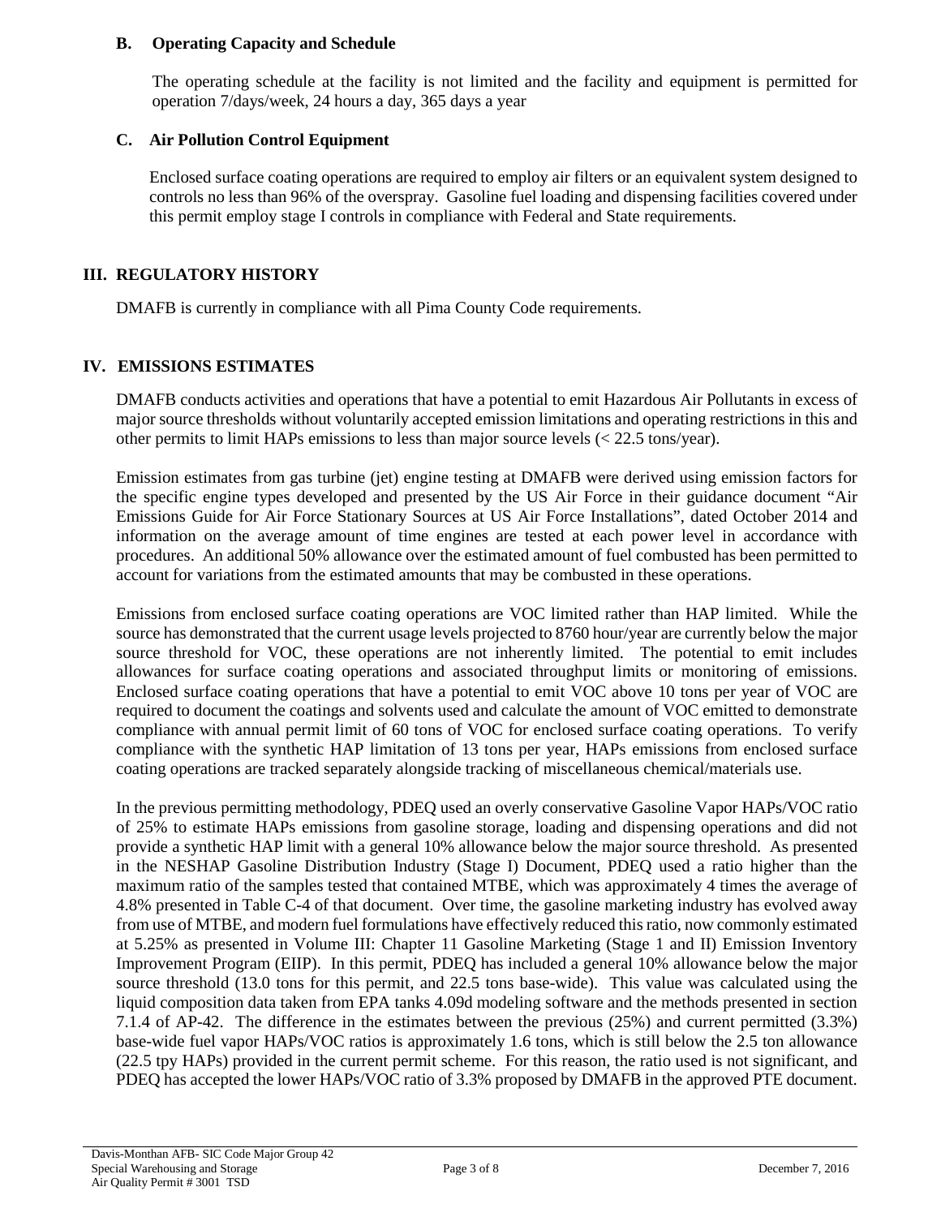### B. Operating Capacity and Schedule

The operating schedule at the facility is not limited and the facility and equipment is permitted for operation 7/days/week, 24 hours a day, 365 days a year

### C. Air Pollution Control Equipment

Enclosed surface coating operations are required to employ air filters or an equivalent system designed to controls no less than 96% of the overspray. Gasoline fuel loading and dispensing facilities covered under this permit employ stage I controls in compliance with Federal and State requirements.

## III. REGULATORY HISTORY

DMAFB is currently in compliance with all Pima County Code requirements.

## IV. EMISSIONS ESTIMATES

DMAFB conducts activities and operations that have a potential to emit Hazardous Air Pollutants in excess of major source thresholds without voluntarily accepted emission limitations and operating restrictions in this and other permits to limit HAPs emissions to less than major source levels (< 22.5 tons/year).

Emission estimates from gas turbine (jet) engine testing at DMAFB were derived using emission factors for the specific engine types developed and presented by the US Air Force in their guidance document "Air Emissions Guide for Air Force Stationary Sources at US Air Force Installations", dated October 2014 and information on the average amount of time engines are tested at each power level in accordance with procedures. An additional 50% allowance over the estimated amount of fuel combusted has been permitted to account for variations from the estimated amounts that may be combusted in these operations.

Emissions from enclosed surface coating operations are VOC limited rather than HAP limited. While the source has demonstrated that the current usage levels projected to 8760 hour/year are currently below the major source threshold for VOC, these operations are not inherently limited. The potential to emit includes allowances for surface coating operations and associated throughput limits or monitoring of emissions. Enclosed surface coating operations that have a potential to emit VOC above 10 tons per year of VOC are required to document the coatings and solvents used and calculate the amount of VOC emitted to demonstrate compliance with annual permit limit of 60 tons of VOC for enclosed surface coating operations. To verify compliance with the synthetic HAP limitation of 13 tons per year, HAPs emissions from enclosed surface coating operations are tracked separately alongside tracking of miscellaneous chemical/materials use.

In the previous permitting methodology, PDEQ used an overly conservative Gasoline Vapor HAPs/VOC ratio of 25% to estimate HAPs emissions from gasoline storage, loading and dispensing operations and did not provide a synthetic HAP limit with a general 10% allowance below the major source threshold. As presented in the NESHAP Gasoline Distribution Industry (Stage I) Document, PDEQ used a ratio higher than the maximum ratio of the samples tested that contained MTBE, which was approximately 4 times the average of 4.8% presented in Table C-4 of that document. Over time, the gasoline marketing industry has evolved away from use of MTBE, and modern fuel formulations have effectively reduced this ratio, now commonly estimated at 5.25% as presented in Volume III: Chapter 11 Gasoline Marketing (Stage 1 and II) Emission Inventory Improvement Program (EIIP). In this permit, PDEQ has included a general 10% allowance below the major source threshold (13.0 tons for this permit, and 22.5 tons base-wide). This value was calculated using the liquid composition data taken from EPA tanks 4.09d modeling software and the methods presented in section 7.1.4 of AP-42. The difference in the estimates between the previous (25%) and current permitted (3.3%) base-wide fuel vapor HAPs/VOC ratios is approximately 1.6 tons, which is still below the 2.5 ton allowance (22.5 tpy HAPs) provided in the current permit scheme. For this reason, the ratio used is not significant, and PDEQ has accepted the lower HAPs/VOC ratio of 3.3% proposed by DMAFB in the approved PTE document.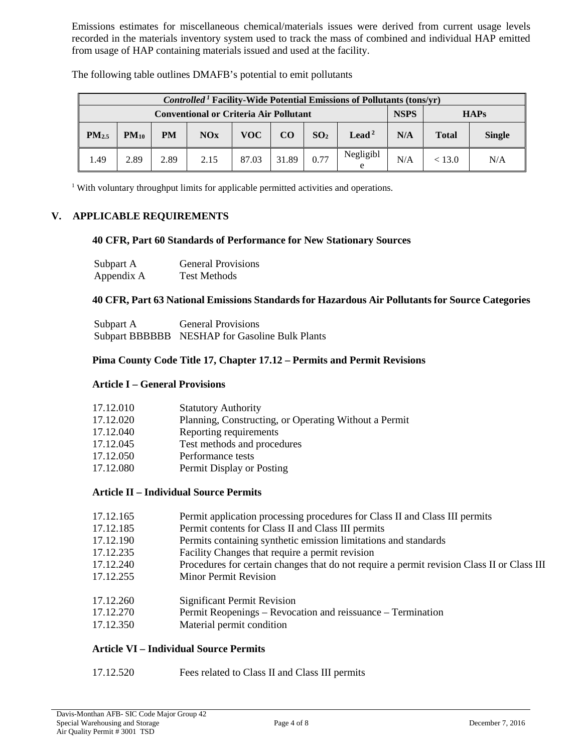Emissions estimates for miscellaneous chemical/materials issues were derived from current usage levels recorded in the materials inventory system used to track the mass of combined and individual HAP emitted from usage of HAP containing materials issued and used at the facility.

The following table outlines DMAFB's potential to emit pollutants

| *Controlled* [1] Facility-Wide Potential Emissions of Pollutants (tons/yr) | | | | | | | | | | |
|---|---|---|---|---|---|---|---|---|---|---|
| Conventional or Criteria Air Pollutant | | | | | | | | NSPS | HAPs | |
| $PM_{2.5}$ | $PM_{10}$ | PM | NOx | VOC | CO | $SO_2$ | Lead [2] | N/A | Total | Single |
| 1.49 | 2.89 | 2.89 | 2.15 | 87.03 | 31.89 | 0.77 | Negligible | N/A | < 13.0 | N/A |

[1] With voluntary throughput limits for applicable permitted activities and operations.

## V. APPLICABLE REQUIREMENTS

### 40 CFR, Part 60 Standards of Performance for New Stationary Sources

Subpart A General Provisions
Appendix A Test Methods

### 40 CFR, Part 63 National Emissions Standards for Hazardous Air Pollutants for Source Categories

Subpart A General Provisions
Subpart BBBBBB NESHAP for Gasoline Bulk Plants

### Pima County Code Title 17, Chapter 17.12 – Permits and Permit Revisions

### Article I – General Provisions

17.12.010 Statutory Authority
17.12.020 Planning, Constructing, or Operating Without a Permit
17.12.040 Reporting requirements
17.12.045 Test methods and procedures
17.12.050 Performance tests
17.12.080 Permit Display or Posting

### Article II – Individual Source Permits

17.12.165 Permit application processing procedures for Class II and Class III permits
17.12.185 Permit contents for Class II and Class III permits
17.12.190 Permits containing synthetic emission limitations and standards
17.12.235 Facility Changes that require a permit revision
17.12.240 Procedures for certain changes that do not require a permit revision Class II or Class III
17.12.255 Minor Permit Revision

17.12.260 Significant Permit Revision
17.12.270 Permit Reopenings – Revocation and reissuance – Termination
17.12.350 Material permit condition

### Article VI – Individual Source Permits

17.12.520 Fees related to Class II and Class III permits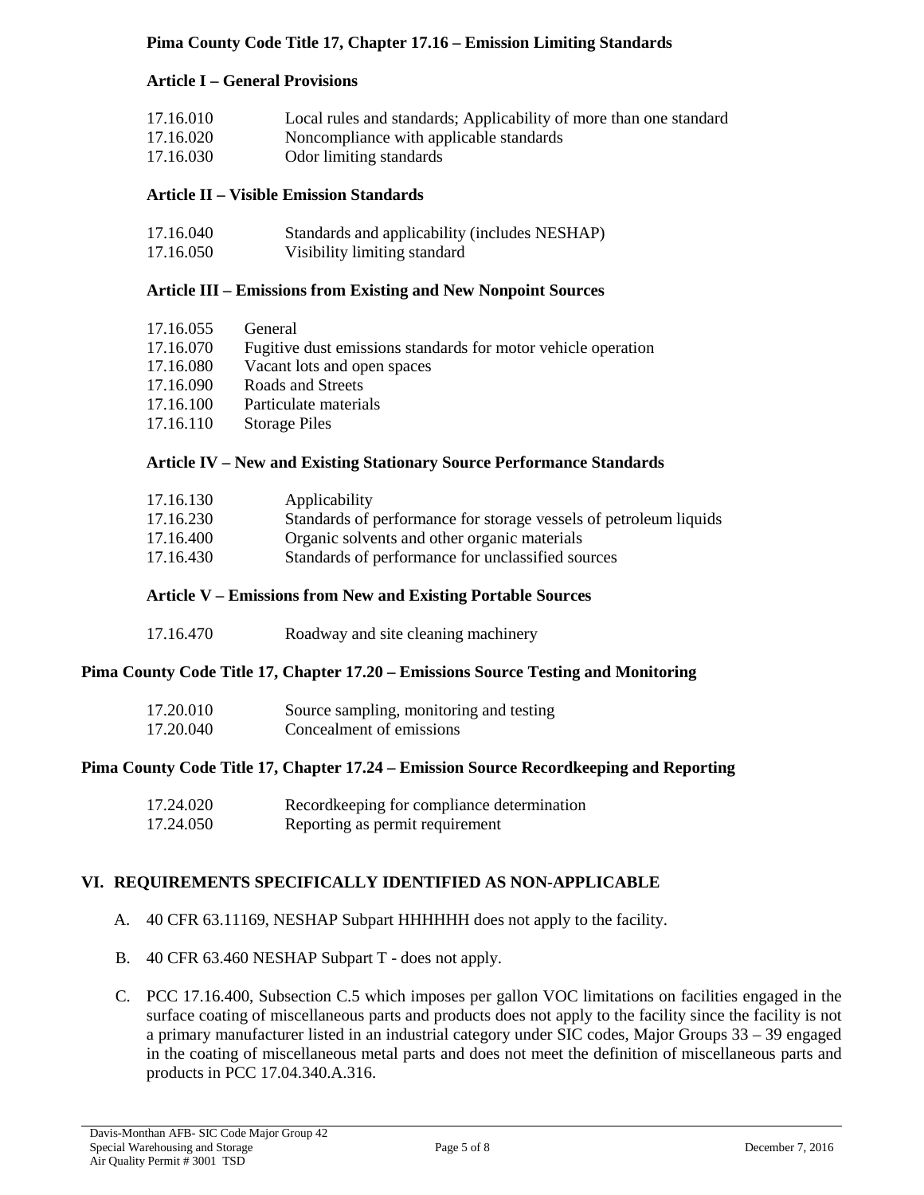**Pima County Code Title 17, Chapter 17.16 – Emission Limiting Standards**

**Article I – General Provisions**

| | |
|---|---|
| 17.16.010 | Local rules and standards; Applicability of more than one standard |
| 17.16.020 | Noncompliance with applicable standards |
| 17.16.030 | Odor limiting standards |

**Article II – Visible Emission Standards**

| | |
|---|---|
| 17.16.040 | Standards and applicability (includes NESHAP) |
| 17.16.050 | Visibility limiting standard |

**Article III – Emissions from Existing and New Nonpoint Sources**

| | |
|---|---|
| 17.16.055 | General |
| 17.16.070 | Fugitive dust emissions standards for motor vehicle operation |
| 17.16.080 | Vacant lots and open spaces |
| 17.16.090 | Roads and Streets |
| 17.16.100 | Particulate materials |
| 17.16.110 | Storage Piles |

**Article IV – New and Existing Stationary Source Performance Standards**

| | |
|---|---|
| 17.16.130 | Applicability |
| 17.16.230 | Standards of performance for storage vessels of petroleum liquids |
| 17.16.400 | Organic solvents and other organic materials |
| 17.16.430 | Standards of performance for unclassified sources |

**Article V – Emissions from New and Existing Portable Sources**

| | |
|---|---|
| 17.16.470 | Roadway and site cleaning machinery |

**Pima County Code Title 17, Chapter 17.20 – Emissions Source Testing and Monitoring**

| | |
|---|---|
| 17.20.010 | Source sampling, monitoring and testing |
| 17.20.040 | Concealment of emissions |

**Pima County Code Title 17, Chapter 17.24 – Emission Source Recordkeeping and Reporting**

| | |
|---|---|
| 17.24.020 | Recordkeeping for compliance determination |
| 17.24.050 | Reporting as permit requirement |

## VI. REQUIREMENTS SPECIFICALLY IDENTIFIED AS NON-APPLICABLE

A. 40 CFR 63.11169, NESHAP Subpart HHHHHH does not apply to the facility.

B. 40 CFR 63.460 NESHAP Subpart T - does not apply.

C. PCC 17.16.400, Subsection C.5 which imposes per gallon VOC limitations on facilities engaged in the surface coating of miscellaneous parts and products does not apply to the facility since the facility is not a primary manufacturer listed in an industrial category under SIC codes, Major Groups 33 – 39 engaged in the coating of miscellaneous metal parts and does not meet the definition of miscellaneous parts and products in PCC 17.04.340.A.316.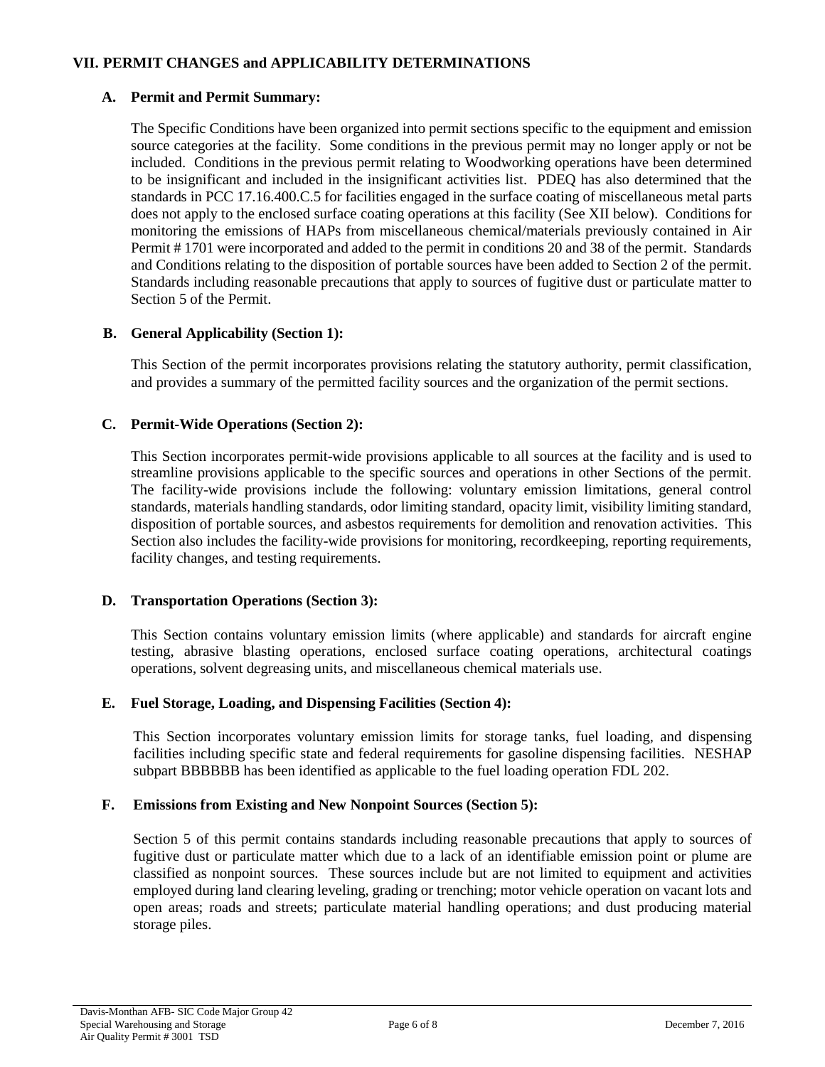## VII. PERMIT CHANGES and APPLICABILITY DETERMINATIONS

### A. Permit and Permit Summary:

The Specific Conditions have been organized into permit sections specific to the equipment and emission source categories at the facility. Some conditions in the previous permit may no longer apply or not be included. Conditions in the previous permit relating to Woodworking operations have been determined to be insignificant and included in the insignificant activities list. PDEQ has also determined that the standards in PCC 17.16.400.C.5 for facilities engaged in the surface coating of miscellaneous metal parts does not apply to the enclosed surface coating operations at this facility (See XII below). Conditions for monitoring the emissions of HAPs from miscellaneous chemical/materials previously contained in Air Permit # 1701 were incorporated and added to the permit in conditions 20 and 38 of the permit. Standards and Conditions relating to the disposition of portable sources have been added to Section 2 of the permit. Standards including reasonable precautions that apply to sources of fugitive dust or particulate matter to Section 5 of the Permit.

### B. General Applicability (Section 1):

This Section of the permit incorporates provisions relating the statutory authority, permit classification, and provides a summary of the permitted facility sources and the organization of the permit sections.

### C. Permit-Wide Operations (Section 2):

This Section incorporates permit-wide provisions applicable to all sources at the facility and is used to streamline provisions applicable to the specific sources and operations in other Sections of the permit. The facility-wide provisions include the following: voluntary emission limitations, general control standards, materials handling standards, odor limiting standard, opacity limit, visibility limiting standard, disposition of portable sources, and asbestos requirements for demolition and renovation activities. This Section also includes the facility-wide provisions for monitoring, recordkeeping, reporting requirements, facility changes, and testing requirements.

### D. Transportation Operations (Section 3):

This Section contains voluntary emission limits (where applicable) and standards for aircraft engine testing, abrasive blasting operations, enclosed surface coating operations, architectural coatings operations, solvent degreasing units, and miscellaneous chemical materials use.

### E. Fuel Storage, Loading, and Dispensing Facilities (Section 4):

This Section incorporates voluntary emission limits for storage tanks, fuel loading, and dispensing facilities including specific state and federal requirements for gasoline dispensing facilities. NESHAP subpart BBBBBB has been identified as applicable to the fuel loading operation FDL 202.

### F. Emissions from Existing and New Nonpoint Sources (Section 5):

Section 5 of this permit contains standards including reasonable precautions that apply to sources of fugitive dust or particulate matter which due to a lack of an identifiable emission point or plume are classified as nonpoint sources. These sources include but are not limited to equipment and activities employed during land clearing leveling, grading or trenching; motor vehicle operation on vacant lots and open areas; roads and streets; particulate material handling operations; and dust producing material storage piles.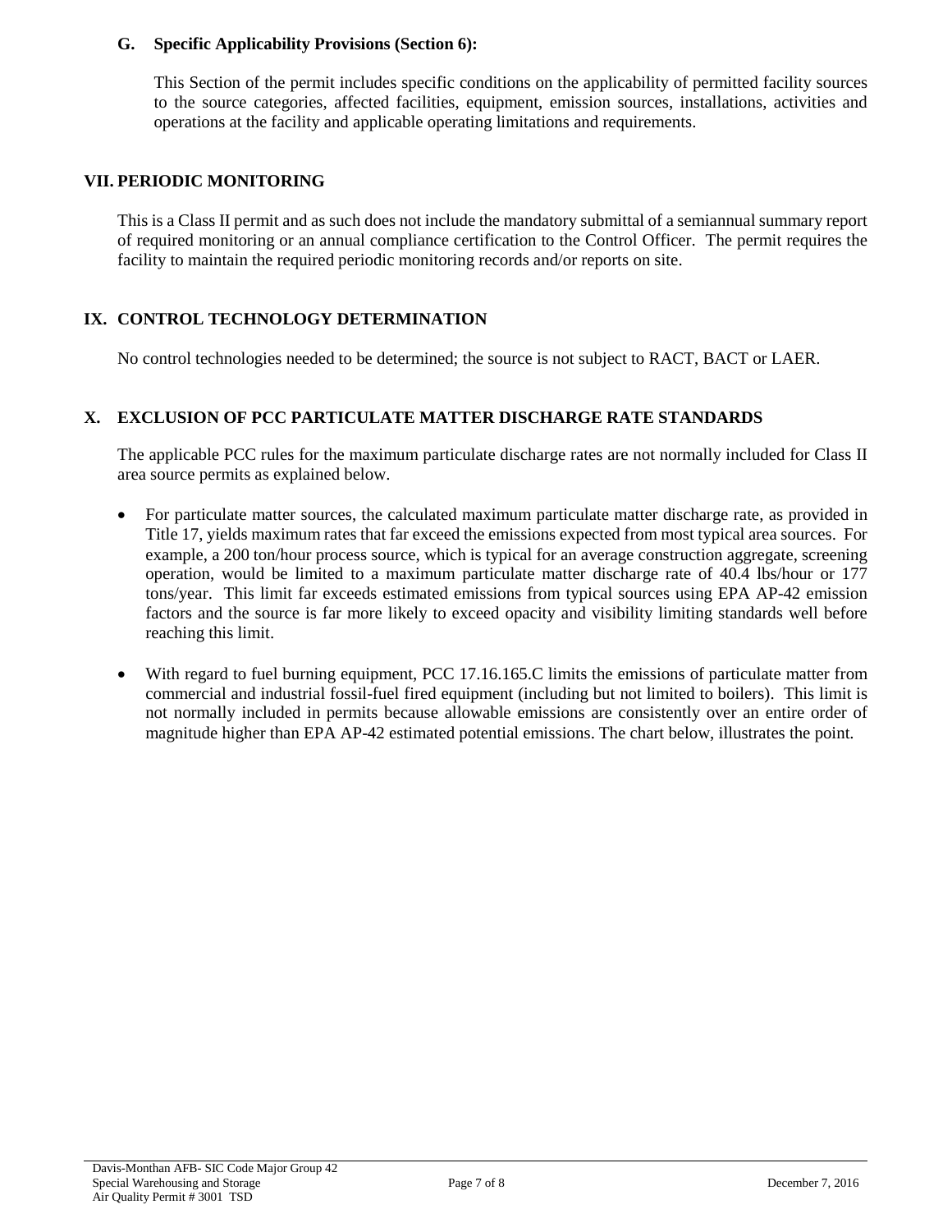### G. Specific Applicability Provisions (Section 6):

This Section of the permit includes specific conditions on the applicability of permitted facility sources to the source categories, affected facilities, equipment, emission sources, installations, activities and operations at the facility and applicable operating limitations and requirements.

## VII. PERIODIC MONITORING

This is a Class II permit and as such does not include the mandatory submittal of a semiannual summary report of required monitoring or an annual compliance certification to the Control Officer. The permit requires the facility to maintain the required periodic monitoring records and/or reports on site.

## IX. CONTROL TECHNOLOGY DETERMINATION

No control technologies needed to be determined; the source is not subject to RACT, BACT or LAER.

## X. EXCLUSION OF PCC PARTICULATE MATTER DISCHARGE RATE STANDARDS

The applicable PCC rules for the maximum particulate discharge rates are not normally included for Class II area source permits as explained below.

- For particulate matter sources, the calculated maximum particulate matter discharge rate, as provided in Title 17, yields maximum rates that far exceed the emissions expected from most typical area sources. For example, a 200 ton/hour process source, which is typical for an average construction aggregate, screening operation, would be limited to a maximum particulate matter discharge rate of 40.4 lbs/hour or 177 tons/year. This limit far exceeds estimated emissions from typical sources using EPA AP-42 emission factors and the source is far more likely to exceed opacity and visibility limiting standards well before reaching this limit.
- With regard to fuel burning equipment, PCC 17.16.165.C limits the emissions of particulate matter from commercial and industrial fossil-fuel fired equipment (including but not limited to boilers). This limit is not normally included in permits because allowable emissions are consistently over an entire order of magnitude higher than EPA AP-42 estimated potential emissions. The chart below, illustrates the point.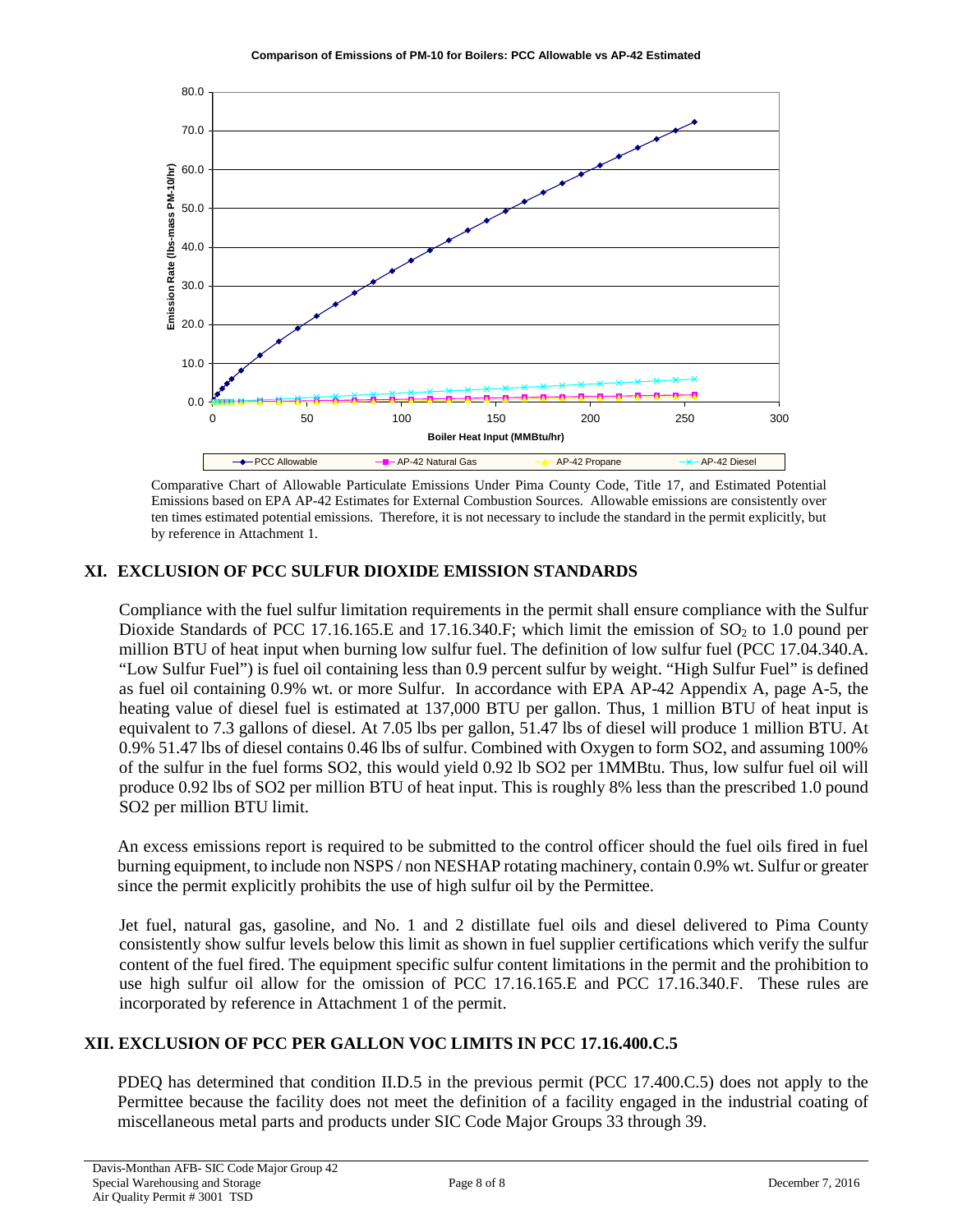**Comparison of Emissions of PM-10 for Boilers: PCC Allowable vs AP-42 Estimated**

Emission Rate (lbs-mass PM-10/hr)

80.0
70.0
60.0
50.0
40.0
30.0
20.0
10.0
0.0

0
50
100
150
200
250
300

Boiler Heat Input (MMBtu/hr)

PCC Allowable
AP-42 Natural Gas
AP-42 Propane
AP-42 Diesel

Comparative Chart of Allowable Particulate Emissions Under Pima County Code, Title 17, and Estimated Potential Emissions based on EPA AP-42 Estimates for External Combustion Sources. Allowable emissions are consistently over ten times estimated potential emissions. Therefore, it is not necessary to include the standard in the permit explicitly, but by reference in Attachment 1.

## XI. EXCLUSION OF PCC SULFUR DIOXIDE EMISSION STANDARDS

Compliance with the fuel sulfur limitation requirements in the permit shall ensure compliance with the Sulfur Dioxide Standards of PCC 17.16.165.E and 17.16.340.F; which limit the emission of $SO_2$ to 1.0 pound per million BTU of heat input when burning low sulfur fuel. The definition of low sulfur fuel (PCC 17.04.340.A. "Low Sulfur Fuel") is fuel oil containing less than 0.9 percent sulfur by weight. "High Sulfur Fuel" is defined as fuel oil containing 0.9% wt. or more Sulfur. In accordance with EPA AP-42 Appendix A, page A-5, the heating value of diesel fuel is estimated at 137,000 BTU per gallon. Thus, 1 million BTU of heat input is equivalent to 7.3 gallons of diesel. At 7.05 lbs per gallon, 51.47 lbs of diesel will produce 1 million BTU. At 0.9% 51.47 lbs of diesel contains 0.46 lbs of sulfur. Combined with Oxygen to form SO2, and assuming 100% of the sulfur in the fuel forms SO2, this would yield 0.92 lb SO2 per 1MMBtu. Thus, low sulfur fuel oil will produce 0.92 lbs of SO2 per million BTU of heat input. This is roughly 8% less than the prescribed 1.0 pound SO2 per million BTU limit.

An excess emissions report is required to be submitted to the control officer should the fuel oils fired in fuel burning equipment, to include non NSPS / non NESHAP rotating machinery, contain 0.9% wt. Sulfur or greater since the permit explicitly prohibits the use of high sulfur oil by the Permittee.

Jet fuel, natural gas, gasoline, and No. 1 and 2 distillate fuel oils and diesel delivered to Pima County consistently show sulfur levels below this limit as shown in fuel supplier certifications which verify the sulfur content of the fuel fired. The equipment specific sulfur content limitations in the permit and the prohibition to use high sulfur oil allow for the omission of PCC 17.16.165.E and PCC 17.16.340.F. These rules are incorporated by reference in Attachment 1 of the permit.

## XII. EXCLUSION OF PCC PER GALLON VOC LIMITS IN PCC 17.16.400.C.5

PDEQ has determined that condition II.D.5 in the previous permit (PCC 17.400.C.5) does not apply to the Permittee because the facility does not meet the definition of a facility engaged in the industrial coating of miscellaneous metal parts and products under SIC Code Major Groups 33 through 39.